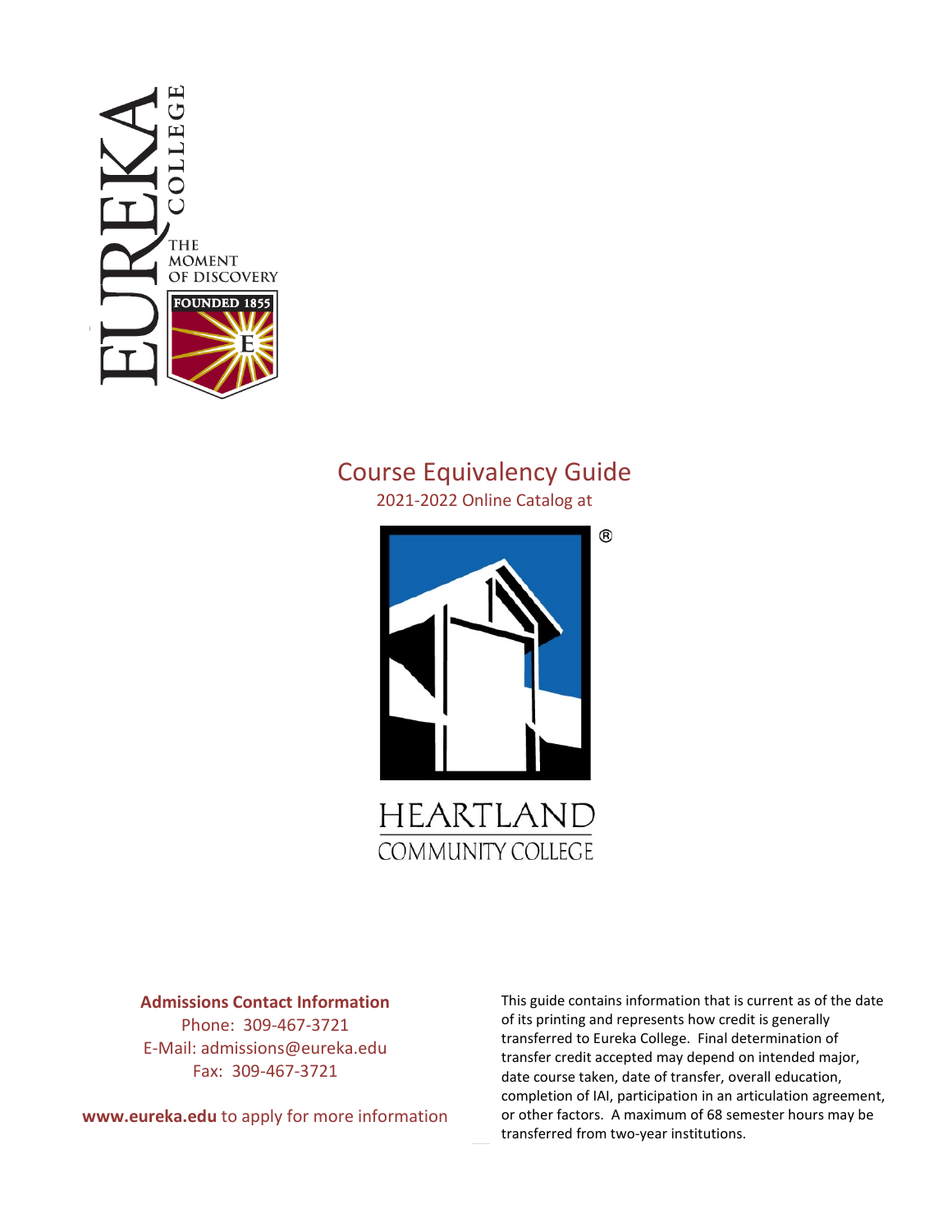# Course Equivalency Guide

2021-2022 Online Catalog at

**Admissions Contact Information**

Phone: 309-467-3721

E-Mail: admissions@eureka.edu

Fax: 309-467-3721

**www.eureka.edu** to apply for more information

This guide contains information that is current as of the date of its printing and represents how credit is generally transferred to Eureka College. Final determination of transfer credit accepted may depend on intended major, date course taken, date of transfer, overall education, completion of IAI, participation in an articulation agreement, or other factors. A maximum of 68 semester hours may be transferred from two-year institutions.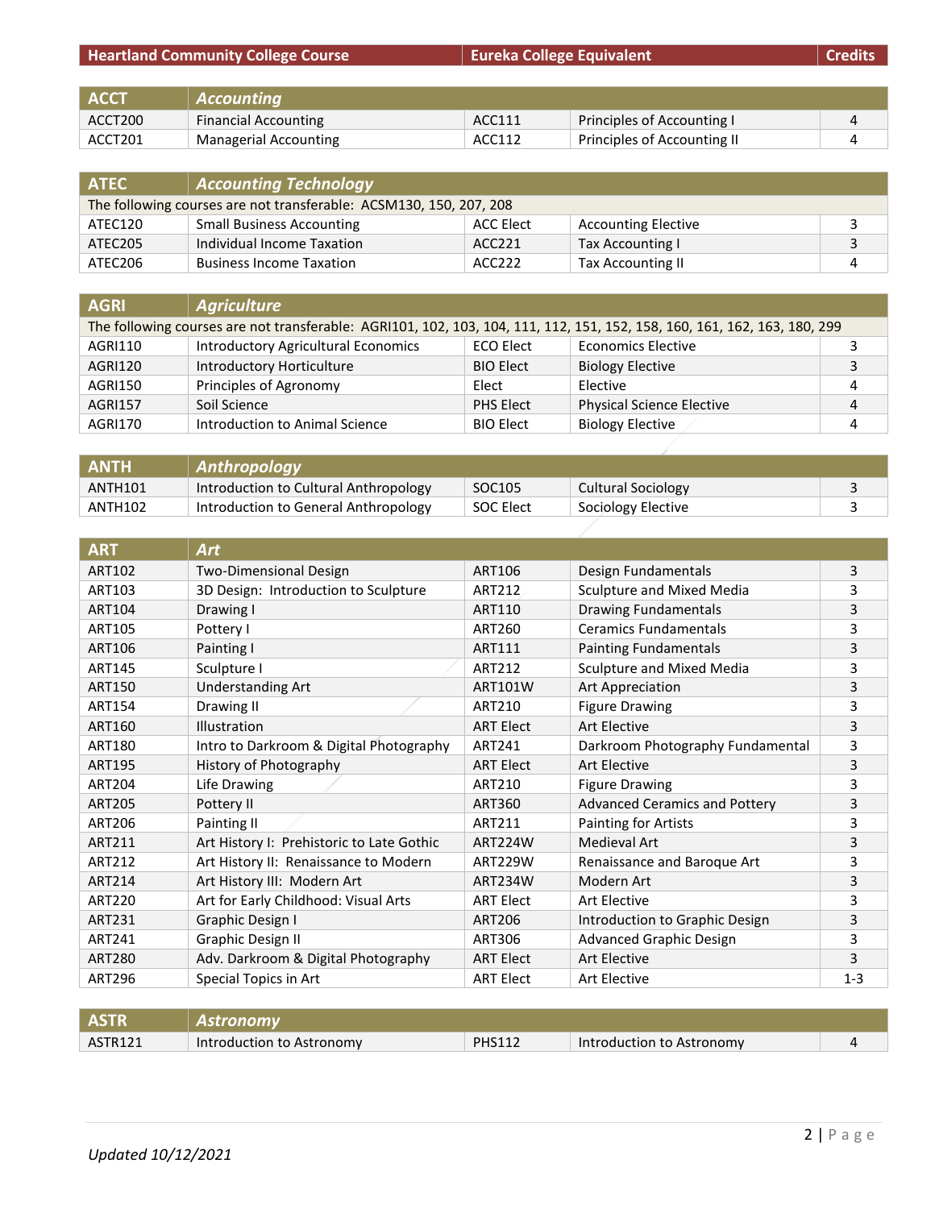| Heartland Community College Course | | Eureka College Equivalent | | Credits |
|---|---|---|---|---|
| **ACCT** | **Accounting** | | | |
| ACCT200 | Financial Accounting | ACC111 | Principles of Accounting I | 4 |
| ACCT201 | Managerial Accounting | ACC112 | Principles of Accounting II | 4 |
| **ATEC** | **Accounting Technology** | | | |
| The following courses are not transferable: ACSM130, 150, 207, 208 | | | | |
| ATEC120 | Small Business Accounting | ACC Elect | Accounting Elective | 3 |
| ATEC205 | Individual Income Taxation | ACC221 | Tax Accounting I | 3 |
| ATEC206 | Business Income Taxation | ACC222 | Tax Accounting II | 4 |
| **AGRI** | **Agriculture** | | | |
| The following courses are not transferable: AGRI101, 102, 103, 104, 111, 112, 151, 152, 158, 160, 161, 162, 163, 180, 299 | | | | |
| AGRI110 | Introductory Agricultural Economics | ECO Elect | Economics Elective | 3 |
| AGRI120 | Introductory Horticulture | BIO Elect | Biology Elective | 3 |
| AGRI150 | Principles of Agronomy | Elect | Elective | 4 |
| AGRI157 | Soil Science | PHS Elect | Physical Science Elective | 4 |
| AGRI170 | Introduction to Animal Science | BIO Elect | Biology Elective | 4 |
| **ANTH** | **Anthropology** | | | |
| ANTH101 | Introduction to Cultural Anthropology | SOC105 | Cultural Sociology | 3 |
| ANTH102 | Introduction to General Anthropology | SOC Elect | Sociology Elective | 3 |
| **ART** | **Art** | | | |
| ART102 | Two-Dimensional Design | ART106 | Design Fundamentals | 3 |
| ART103 | 3D Design: Introduction to Sculpture | ART212 | Sculpture and Mixed Media | 3 |
| ART104 | Drawing I | ART110 | Drawing Fundamentals | 3 |
| ART105 | Pottery I | ART260 | Ceramics Fundamentals | 3 |
| ART106 | Painting I | ART111 | Painting Fundamentals | 3 |
| ART145 | Sculpture I | ART212 | Sculpture and Mixed Media | 3 |
| ART150 | Understanding Art | ART101W | Art Appreciation | 3 |
| ART154 | Drawing II | ART210 | Figure Drawing | 3 |
| ART160 | Illustration | ART Elect | Art Elective | 3 |
| ART180 | Intro to Darkroom & Digital Photography | ART241 | Darkroom Photography Fundamental | 3 |
| ART195 | History of Photography | ART Elect | Art Elective | 3 |
| ART204 | Life Drawing | ART210 | Figure Drawing | 3 |
| ART205 | Pottery II | ART360 | Advanced Ceramics and Pottery | 3 |
| ART206 | Painting II | ART211 | Painting for Artists | 3 |
| ART211 | Art History I: Prehistoric to Late Gothic | ART224W | Medieval Art | 3 |
| ART212 | Art History II: Renaissance to Modern | ART229W | Renaissance and Baroque Art | 3 |
| ART214 | Art History III: Modern Art | ART234W | Modern Art | 3 |
| ART220 | Art for Early Childhood: Visual Arts | ART Elect | Art Elective | 3 |
| ART231 | Graphic Design I | ART206 | Introduction to Graphic Design | 3 |
| ART241 | Graphic Design II | ART306 | Advanced Graphic Design | 3 |
| ART280 | Adv. Darkroom & Digital Photography | ART Elect | Art Elective | 3 |
| ART296 | Special Topics in Art | ART Elect | Art Elective | 1-3 |
| **ASTR** | **Astronomy** | | | |
| ASTR121 | Introduction to Astronomy | PHS112 | Introduction to Astronomy | 4 |

*Updated 10/12/2021*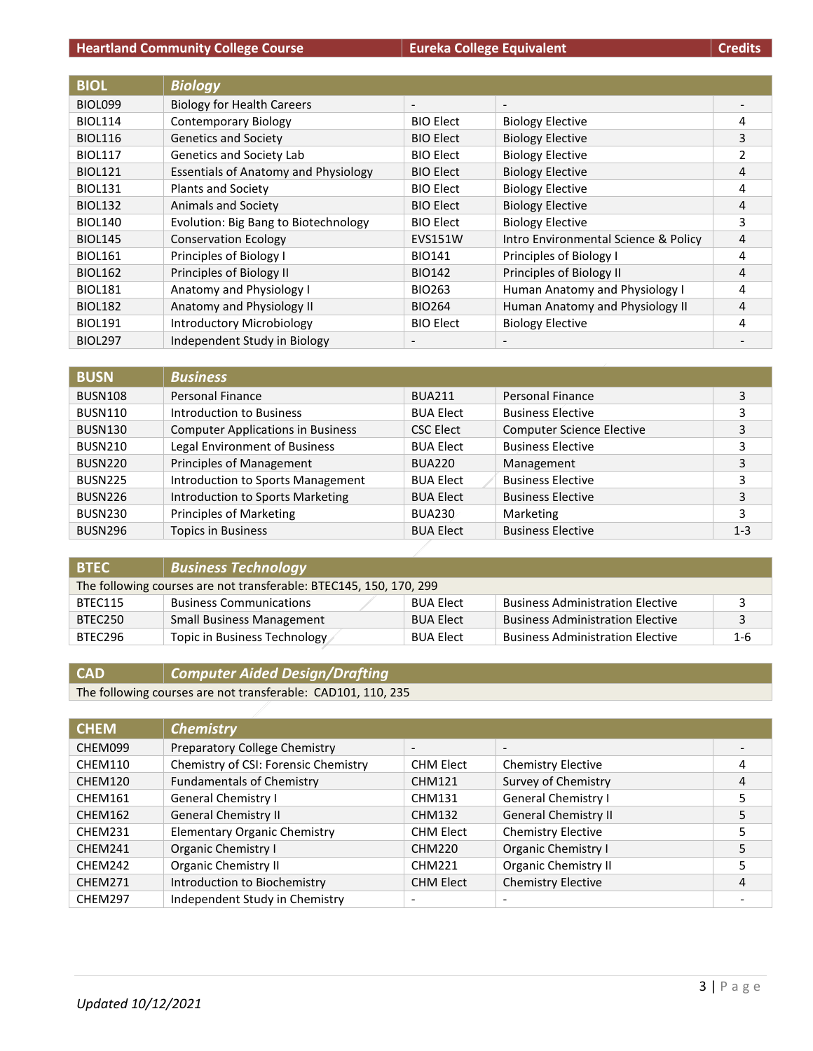| Heartland Community College Course | | Eureka College Equivalent | | Credits |
|---|---|---|---|---|
| **BIOL** | ***Biology*** | | | |
| BIOL099 | Biology for Health Careers | - | - | - |
| BIOL114 | Contemporary Biology | BIO Elect | Biology Elective | 4 |
| BIOL116 | Genetics and Society | BIO Elect | Biology Elective | 3 |
| BIOL117 | Genetics and Society Lab | BIO Elect | Biology Elective | 2 |
| BIOL121 | Essentials of Anatomy and Physiology | BIO Elect | Biology Elective | 4 |
| BIOL131 | Plants and Society | BIO Elect | Biology Elective | 4 |
| BIOL132 | Animals and Society | BIO Elect | Biology Elective | 4 |
| BIOL140 | Evolution: Big Bang to Biotechnology | BIO Elect | Biology Elective | 3 |
| BIOL145 | Conservation Ecology | EVS151W | Intro Environmental Science & Policy | 4 |
| BIOL161 | Principles of Biology I | BIO141 | Principles of Biology I | 4 |
| BIOL162 | Principles of Biology II | BIO142 | Principles of Biology II | 4 |
| BIOL181 | Anatomy and Physiology I | BIO263 | Human Anatomy and Physiology I | 4 |
| BIOL182 | Anatomy and Physiology II | BIO264 | Human Anatomy and Physiology II | 4 |
| BIOL191 | Introductory Microbiology | BIO Elect | Biology Elective | 4 |
| BIOL297 | Independent Study in Biology | - | - | - |

| **BUSN** | ***Business*** | | | |
|---|---|---|---|---|
| BUSN108 | Personal Finance | BUA211 | Personal Finance | 3 |
| BUSN110 | Introduction to Business | BUA Elect | Business Elective | 3 |
| BUSN130 | Computer Applications in Business | CSC Elect | Computer Science Elective | 3 |
| BUSN210 | Legal Environment of Business | BUA Elect | Business Elective | 3 |
| BUSN220 | Principles of Management | BUA220 | Management | 3 |
| BUSN225 | Introduction to Sports Management | BUA Elect | Business Elective | 3 |
| BUSN226 | Introduction to Sports Marketing | BUA Elect | Business Elective | 3 |
| BUSN230 | Principles of Marketing | BUA230 | Marketing | 3 |
| BUSN296 | Topics in Business | BUA Elect | Business Elective | 1-3 |

| **BTEC** | ***Business Technology*** | | | |
|---|---|---|---|---|
| The following courses are not transferable: BTEC145, 150, 170, 299 | | | | |
| BTEC115 | Business Communications | BUA Elect | Business Administration Elective | 3 |
| BTEC250 | Small Business Management | BUA Elect | Business Administration Elective | 3 |
| BTEC296 | Topic in Business Technology | BUA Elect | Business Administration Elective | 1-6 |

| **CAD** | ***Computer Aided Design/Drafting*** |
|---|---|
| The following courses are not transferable: CAD101, 110, 235 | |

| **CHEM** | ***Chemistry*** | | | |
|---|---|---|---|---|
| CHEM099 | Preparatory College Chemistry | - | - | - |
| CHEM110 | Chemistry of CSI: Forensic Chemistry | CHM Elect | Chemistry Elective | 4 |
| CHEM120 | Fundamentals of Chemistry | CHM121 | Survey of Chemistry | 4 |
| CHEM161 | General Chemistry I | CHM131 | General Chemistry I | 5 |
| CHEM162 | General Chemistry II | CHM132 | General Chemistry II | 5 |
| CHEM231 | Elementary Organic Chemistry | CHM Elect | Chemistry Elective | 5 |
| CHEM241 | Organic Chemistry I | CHM220 | Organic Chemistry I | 5 |
| CHEM242 | Organic Chemistry II | CHM221 | Organic Chemistry II | 5 |
| CHEM271 | Introduction to Biochemistry | CHM Elect | Chemistry Elective | 4 |
| CHEM297 | Independent Study in Chemistry | - | - | - |

*Updated 10/12/2021*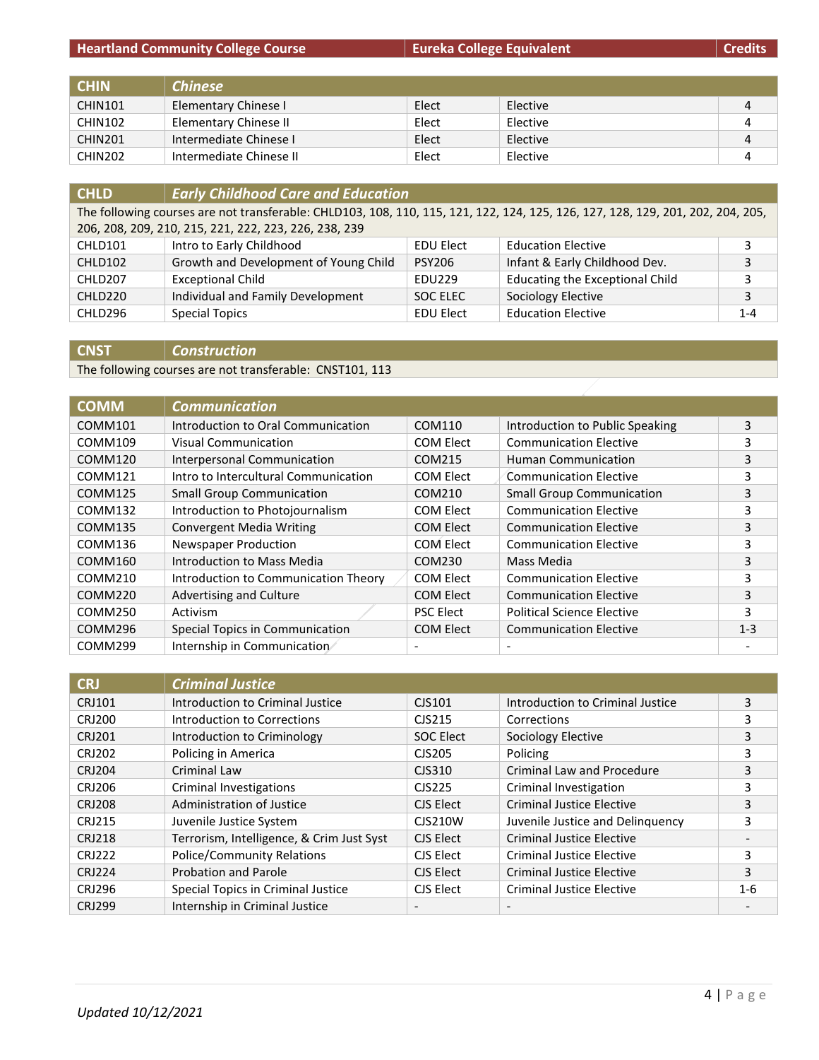| Heartland Community College Course | | Eureka College Equivalent | | Credits |
|---|---|---|---|---|
| **CHIN** | ***Chinese*** | | | |
| CHIN101 | Elementary Chinese I | Elect | Elective | 4 |
| CHIN102 | Elementary Chinese II | Elect | Elective | 4 |
| CHIN201 | Intermediate Chinese I | Elect | Elective | 4 |
| CHIN202 | Intermediate Chinese II | Elect | Elective | 4 |

| **CHLD** | ***Early Childhood Care and Education*** | | | |
|---|---|---|---|---|
| The following courses are not transferable: CHLD103, 108, 110, 115, 121, 122, 124, 125, 126, 127, 128, 129, 201, 202, 204, 205, 206, 208, 209, 210, 215, 221, 222, 223, 226, 238, 239 | | | | |
| CHLD101 | Intro to Early Childhood | EDU Elect | Education Elective | 3 |
| CHLD102 | Growth and Development of Young Child | PSY206 | Infant & Early Childhood Dev. | 3 |
| CHLD207 | Exceptional Child | EDU229 | Educating the Exceptional Child | 3 |
| CHLD220 | Individual and Family Development | SOC ELEC | Sociology Elective | 3 |
| CHLD296 | Special Topics | EDU Elect | Education Elective | 1-4 |

| **CNST** | ***Construction*** |
|---|---|
| The following courses are not transferable: CNST101, 113 | |

| **COMM** | ***Communication*** | | | |
|---|---|---|---|---|
| COMM101 | Introduction to Oral Communication | COM110 | Introduction to Public Speaking | 3 |
| COMM109 | Visual Communication | COM Elect | Communication Elective | 3 |
| COMM120 | Interpersonal Communication | COM215 | Human Communication | 3 |
| COMM121 | Intro to Intercultural Communication | COM Elect | Communication Elective | 3 |
| COMM125 | Small Group Communication | COM210 | Small Group Communication | 3 |
| COMM132 | Introduction to Photojournalism | COM Elect | Communication Elective | 3 |
| COMM135 | Convergent Media Writing | COM Elect | Communication Elective | 3 |
| COMM136 | Newspaper Production | COM Elect | Communication Elective | 3 |
| COMM160 | Introduction to Mass Media | COM230 | Mass Media | 3 |
| COMM210 | Introduction to Communication Theory | COM Elect | Communication Elective | 3 |
| COMM220 | Advertising and Culture | COM Elect | Communication Elective | 3 |
| COMM250 | Activism | PSC Elect | Political Science Elective | 3 |
| COMM296 | Special Topics in Communication | COM Elect | Communication Elective | 1-3 |
| COMM299 | Internship in Communication | - | - | - |

| **CRJ** | ***Criminal Justice*** | | | |
|---|---|---|---|---|
| CRJ101 | Introduction to Criminal Justice | CJS101 | Introduction to Criminal Justice | 3 |
| CRJ200 | Introduction to Corrections | CJS215 | Corrections | 3 |
| CRJ201 | Introduction to Criminology | SOC Elect | Sociology Elective | 3 |
| CRJ202 | Policing in America | CJS205 | Policing | 3 |
| CRJ204 | Criminal Law | CJS310 | Criminal Law and Procedure | 3 |
| CRJ206 | Criminal Investigations | CJS225 | Criminal Investigation | 3 |
| CRJ208 | Administration of Justice | CJS Elect | Criminal Justice Elective | 3 |
| CRJ215 | Juvenile Justice System | CJS210W | Juvenile Justice and Delinquency | 3 |
| CRJ218 | Terrorism, Intelligence, & Crim Just Syst | CJS Elect | Criminal Justice Elective | - |
| CRJ222 | Police/Community Relations | CJS Elect | Criminal Justice Elective | 3 |
| CRJ224 | Probation and Parole | CJS Elect | Criminal Justice Elective | 3 |
| CRJ296 | Special Topics in Criminal Justice | CJS Elect | Criminal Justice Elective | 1-6 |
| CRJ299 | Internship in Criminal Justice | - | - | - |

*Updated 10/12/2021*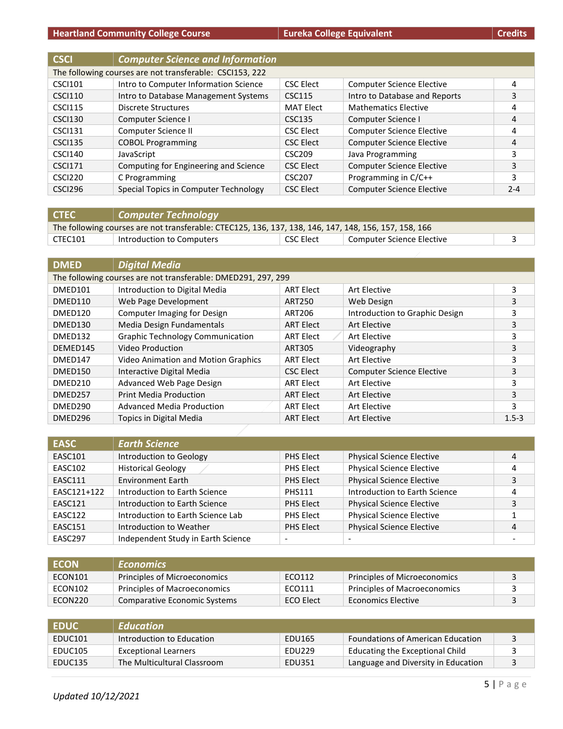| Heartland Community College Course | | Eureka College Equivalent | | Credits |
|---|---|---|---|---|
| **CSCI** | ***Computer Science and Information*** | | | |
| The following courses are not transferable: CSCI153, 222 | | | | |
| CSCI101 | Intro to Computer Information Science | CSC Elect | Computer Science Elective | 4 |
| CSCI110 | Intro to Database Management Systems | CSC115 | Intro to Database and Reports | 3 |
| CSCI115 | Discrete Structures | MAT Elect | Mathematics Elective | 4 |
| CSCI130 | Computer Science I | CSC135 | Computer Science I | 4 |
| CSCI131 | Computer Science II | CSC Elect | Computer Science Elective | 4 |
| CSCI135 | COBOL Programming | CSC Elect | Computer Science Elective | 4 |
| CSCI140 | JavaScript | CSC209 | Java Programming | 3 |
| CSCI171 | Computing for Engineering and Science | CSC Elect | Computer Science Elective | 3 |
| CSCI220 | C Programming | CSC207 | Programming in C/C++ | 3 |
| CSCI296 | Special Topics in Computer Technology | CSC Elect | Computer Science Elective | 2-4 |
| **CTEC** | ***Computer Technology*** | | | |
| The following courses are not transferable: CTEC125, 136, 137, 138, 146, 147, 148, 156, 157, 158, 166 | | | | |
| CTEC101 | Introduction to Computers | CSC Elect | Computer Science Elective | 3 |
| **DMED** | ***Digital Media*** | | | |
| The following courses are not transferable: DMED291, 297, 299 | | | | |
| DMED101 | Introduction to Digital Media | ART Elect | Art Elective | 3 |
| DMED110 | Web Page Development | ART250 | Web Design | 3 |
| DMED120 | Computer Imaging for Design | ART206 | Introduction to Graphic Design | 3 |
| DMED130 | Media Design Fundamentals | ART Elect | Art Elective | 3 |
| DMED132 | Graphic Technology Communication | ART Elect | Art Elective | 3 |
| DEMED145 | Video Production | ART305 | Videography | 3 |
| DMED147 | Video Animation and Motion Graphics | ART Elect | Art Elective | 3 |
| DMED150 | Interactive Digital Media | CSC Elect | Computer Science Elective | 3 |
| DMED210 | Advanced Web Page Design | ART Elect | Art Elective | 3 |
| DMED257 | Print Media Production | ART Elect | Art Elective | 3 |
| DMED290 | Advanced Media Production | ART Elect | Art Elective | 3 |
| DMED296 | Topics in Digital Media | ART Elect | Art Elective | 1.5-3 |
| **EASC** | ***Earth Science*** | | | |
| EASC101 | Introduction to Geology | PHS Elect | Physical Science Elective | 4 |
| EASC102 | Historical Geology | PHS Elect | Physical Science Elective | 4 |
| EASC111 | Environment Earth | PHS Elect | Physical Science Elective | 3 |
| EASC121+122 | Introduction to Earth Science | PHS111 | Introduction to Earth Science | 4 |
| EASC121 | Introduction to Earth Science | PHS Elect | Physical Science Elective | 3 |
| EASC122 | Introduction to Earth Science Lab | PHS Elect | Physical Science Elective | 1 |
| EASC151 | Introduction to Weather | PHS Elect | Physical Science Elective | 4 |
| EASC297 | Independent Study in Earth Science | - | - | - |
| **ECON** | ***Economics*** | | | |
| ECON101 | Principles of Microeconomics | ECO112 | Principles of Microeconomics | 3 |
| ECON102 | Principles of Macroeconomics | ECO111 | Principles of Macroeconomics | 3 |
| ECON220 | Comparative Economic Systems | ECO Elect | Economics Elective | 3 |
| **EDUC** | ***Education*** | | | |
| EDUC101 | Introduction to Education | EDU165 | Foundations of American Education | 3 |
| EDUC105 | Exceptional Learners | EDU229 | Educating the Exceptional Child | 3 |
| EDUC135 | The Multicultural Classroom | EDU351 | Language and Diversity in Education | 3 |

*Updated 10/12/2021*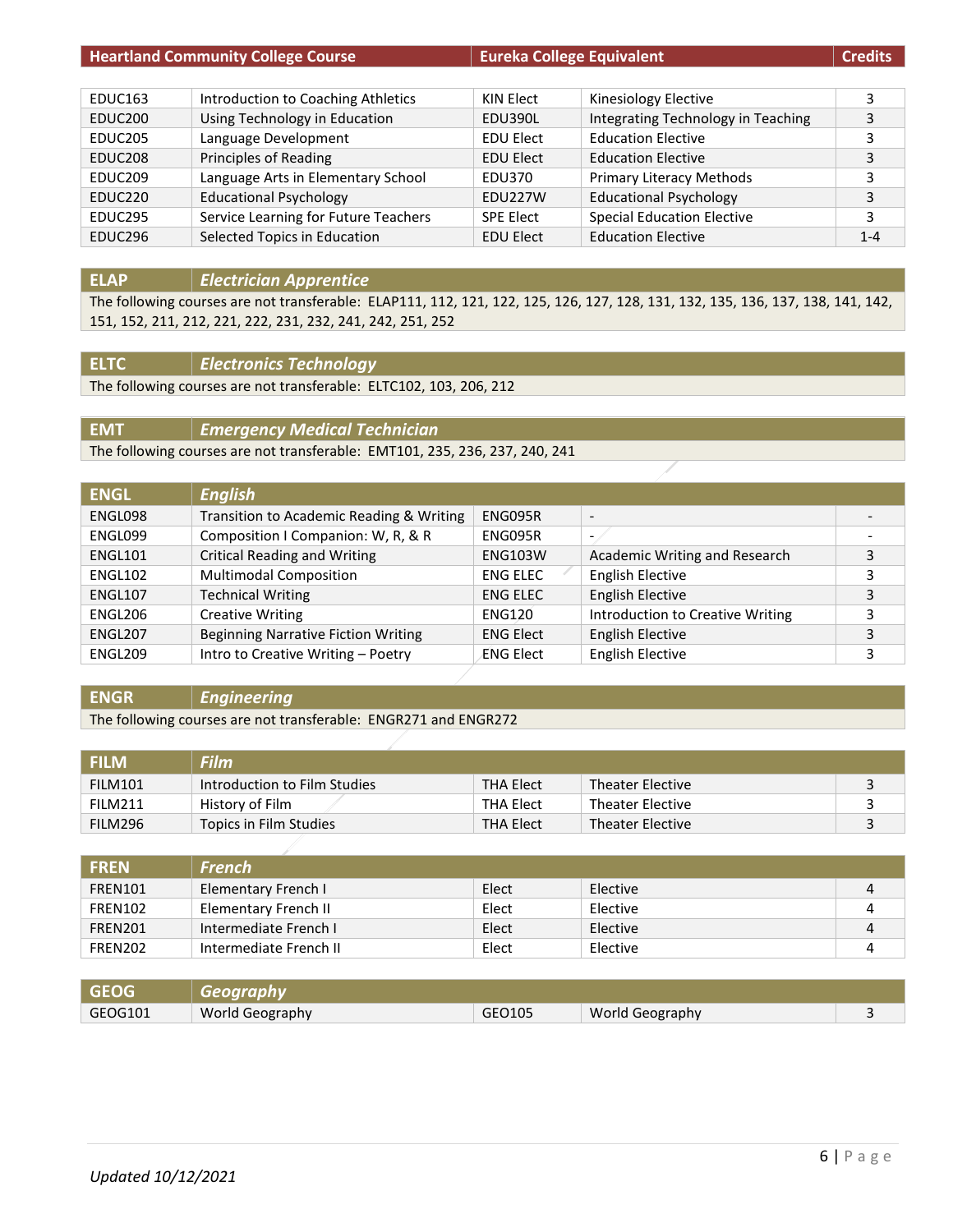| Heartland Community College Course | | Eureka College Equivalent | | Credits |
|---|---|---|---|---|
| EDUC163 | Introduction to Coaching Athletics | KIN Elect | Kinesiology Elective | 3 |
| EDUC200 | Using Technology in Education | EDU390L | Integrating Technology in Teaching | 3 |
| EDUC205 | Language Development | EDU Elect | Education Elective | 3 |
| EDUC208 | Principles of Reading | EDU Elect | Education Elective | 3 |
| EDUC209 | Language Arts in Elementary School | EDU370 | Primary Literacy Methods | 3 |
| EDUC220 | Educational Psychology | EDU227W | Educational Psychology | 3 |
| EDUC295 | Service Learning for Future Teachers | SPE Elect | Special Education Elective | 3 |
| EDUC296 | Selected Topics in Education | EDU Elect | Education Elective | 1-4 |

## ELAP — *Electrician Apprentice*

The following courses are not transferable: ELAP111, 112, 121, 122, 125, 126, 127, 128, 131, 132, 135, 136, 137, 138, 141, 142, 151, 152, 211, 212, 221, 222, 231, 232, 241, 242, 251, 252

## ELTC — *Electronics Technology*

The following courses are not transferable: ELTC102, 103, 206, 212

## EMT — *Emergency Medical Technician*

The following courses are not transferable: EMT101, 235, 236, 237, 240, 241

## ENGL — *English*

| | | | | |
|---|---|---|---|---|
| ENGL098 | Transition to Academic Reading & Writing | ENG095R | - | - |
| ENGL099 | Composition I Companion: W, R, & R | ENG095R | - | - |
| ENGL101 | Critical Reading and Writing | ENG103W | Academic Writing and Research | 3 |
| ENGL102 | Multimodal Composition | ENG ELEC | English Elective | 3 |
| ENGL107 | Technical Writing | ENG ELEC | English Elective | 3 |
| ENGL206 | Creative Writing | ENG120 | Introduction to Creative Writing | 3 |
| ENGL207 | Beginning Narrative Fiction Writing | ENG Elect | English Elective | 3 |
| ENGL209 | Intro to Creative Writing – Poetry | ENG Elect | English Elective | 3 |

## ENGR — *Engineering*

The following courses are not transferable: ENGR271 and ENGR272

## FILM — *Film*

| | | | | |
|---|---|---|---|---|
| FILM101 | Introduction to Film Studies | THA Elect | Theater Elective | 3 |
| FILM211 | History of Film | THA Elect | Theater Elective | 3 |
| FILM296 | Topics in Film Studies | THA Elect | Theater Elective | 3 |

## FREN — *French*

| | | | | |
|---|---|---|---|---|
| FREN101 | Elementary French I | Elect | Elective | 4 |
| FREN102 | Elementary French II | Elect | Elective | 4 |
| FREN201 | Intermediate French I | Elect | Elective | 4 |
| FREN202 | Intermediate French II | Elect | Elective | 4 |

## GEOG — *Geography*

| | | | | |
|---|---|---|---|---|
| GEOG101 | World Geography | GEO105 | World Geography | 3 |

*Updated 10/12/2021*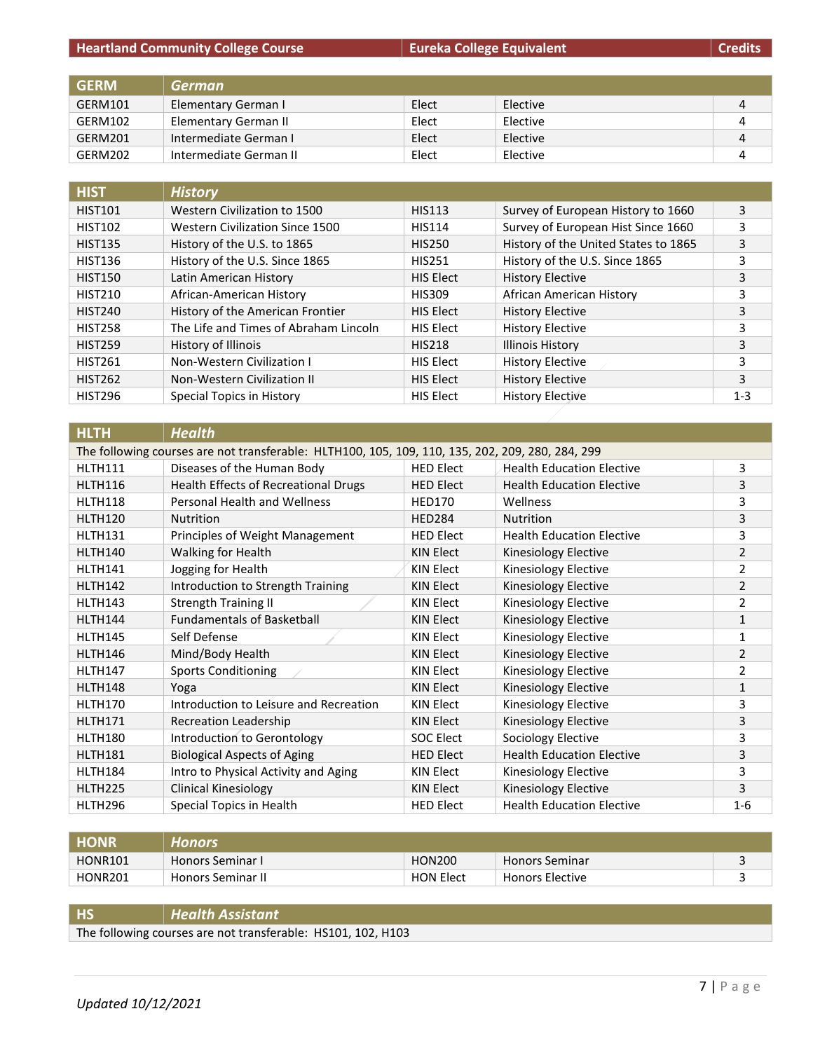| Heartland Community College Course | | Eureka College Equivalent | | Credits |
|---|---|---|---|---|
| **GERM** | ***German*** | | | |
| GERM101 | Elementary German I | Elect | Elective | 4 |
| GERM102 | Elementary German II | Elect | Elective | 4 |
| GERM201 | Intermediate German I | Elect | Elective | 4 |
| GERM202 | Intermediate German II | Elect | Elective | 4 |
| **HIST** | ***History*** | | | |
| HIST101 | Western Civilization to 1500 | HIS113 | Survey of European History to 1660 | 3 |
| HIST102 | Western Civilization Since 1500 | HIS114 | Survey of European Hist Since 1660 | 3 |
| HIST135 | History of the U.S. to 1865 | HIS250 | History of the United States to 1865 | 3 |
| HIST136 | History of the U.S. Since 1865 | HIS251 | History of the U.S. Since 1865 | 3 |
| HIST150 | Latin American History | HIS Elect | History Elective | 3 |
| HIST210 | African-American History | HIS309 | African American History | 3 |
| HIST240 | History of the American Frontier | HIS Elect | History Elective | 3 |
| HIST258 | The Life and Times of Abraham Lincoln | HIS Elect | History Elective | 3 |
| HIST259 | History of Illinois | HIS218 | Illinois History | 3 |
| HIST261 | Non-Western Civilization I | HIS Elect | History Elective | 3 |
| HIST262 | Non-Western Civilization II | HIS Elect | History Elective | 3 |
| HIST296 | Special Topics in History | HIS Elect | History Elective | 1-3 |
| **HLTH** | ***Health*** | | | |
| The following courses are not transferable: HLTH100, 105, 109, 110, 135, 202, 209, 280, 284, 299 | | | | |
| HLTH111 | Diseases of the Human Body | HED Elect | Health Education Elective | 3 |
| HLTH116 | Health Effects of Recreational Drugs | HED Elect | Health Education Elective | 3 |
| HLTH118 | Personal Health and Wellness | HED170 | Wellness | 3 |
| HLTH120 | Nutrition | HED284 | Nutrition | 3 |
| HLTH131 | Principles of Weight Management | HED Elect | Health Education Elective | 3 |
| HLTH140 | Walking for Health | KIN Elect | Kinesiology Elective | 2 |
| HLTH141 | Jogging for Health | KIN Elect | Kinesiology Elective | 2 |
| HLTH142 | Introduction to Strength Training | KIN Elect | Kinesiology Elective | 2 |
| HLTH143 | Strength Training II | KIN Elect | Kinesiology Elective | 2 |
| HLTH144 | Fundamentals of Basketball | KIN Elect | Kinesiology Elective | 1 |
| HLTH145 | Self Defense | KIN Elect | Kinesiology Elective | 1 |
| HLTH146 | Mind/Body Health | KIN Elect | Kinesiology Elective | 2 |
| HLTH147 | Sports Conditioning | KIN Elect | Kinesiology Elective | 2 |
| HLTH148 | Yoga | KIN Elect | Kinesiology Elective | 1 |
| HLTH170 | Introduction to Leisure and Recreation | KIN Elect | Kinesiology Elective | 3 |
| HLTH171 | Recreation Leadership | KIN Elect | Kinesiology Elective | 3 |
| HLTH180 | Introduction to Gerontology | SOC Elect | Sociology Elective | 3 |
| HLTH181 | Biological Aspects of Aging | HED Elect | Health Education Elective | 3 |
| HLTH184 | Intro to Physical Activity and Aging | KIN Elect | Kinesiology Elective | 3 |
| HLTH225 | Clinical Kinesiology | KIN Elect | Kinesiology Elective | 3 |
| HLTH296 | Special Topics in Health | HED Elect | Health Education Elective | 1-6 |
| **HONR** | ***Honors*** | | | |
| HONR101 | Honors Seminar I | HON200 | Honors Seminar | 3 |
| HONR201 | Honors Seminar II | HON Elect | Honors Elective | 3 |
| **HS** | ***Health Assistant*** | | | |
| The following courses are not transferable: HS101, 102, H103 | | | | |

*Updated 10/12/2021*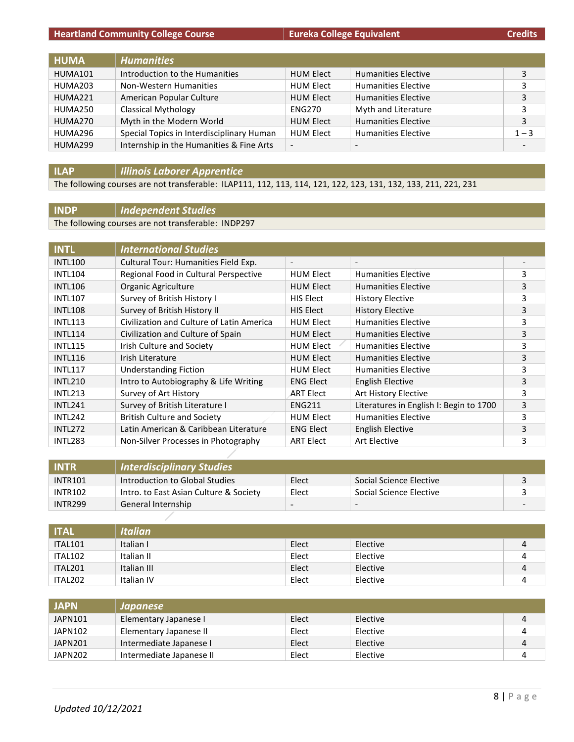| Heartland Community College Course | | Eureka College Equivalent | | Credits |
|---|---|---|---|---|
| **HUMA** | ***Humanities*** | | | |
| HUMA101 | Introduction to the Humanities | HUM Elect | Humanities Elective | 3 |
| HUMA203 | Non-Western Humanities | HUM Elect | Humanities Elective | 3 |
| HUMA221 | American Popular Culture | HUM Elect | Humanities Elective | 3 |
| HUMA250 | Classical Mythology | ENG270 | Myth and Literature | 3 |
| HUMA270 | Myth in the Modern World | HUM Elect | Humanities Elective | 3 |
| HUMA296 | Special Topics in Interdisciplinary Human | HUM Elect | Humanities Elective | 1 – 3 |
| HUMA299 | Internship in the Humanities & Fine Arts | - | - | - |
| **ILAP** | ***Illinois Laborer Apprentice*** | | | |
| The following courses are not transferable: ILAP111, 112, 113, 114, 121, 122, 123, 131, 132, 133, 211, 221, 231 | | | | |
| **INDP** | ***Independent Studies*** | | | |
| The following courses are not transferable: INDP297 | | | | |
| **INTL** | ***International Studies*** | | | |
| INTL100 | Cultural Tour: Humanities Field Exp. | - | - | - |
| INTL104 | Regional Food in Cultural Perspective | HUM Elect | Humanities Elective | 3 |
| INTL106 | Organic Agriculture | HUM Elect | Humanities Elective | 3 |
| INTL107 | Survey of British History I | HIS Elect | History Elective | 3 |
| INTL108 | Survey of British History II | HIS Elect | History Elective | 3 |
| INTL113 | Civilization and Culture of Latin America | HUM Elect | Humanities Elective | 3 |
| INTL114 | Civilization and Culture of Spain | HUM Elect | Humanities Elective | 3 |
| INTL115 | Irish Culture and Society | HUM Elect | Humanities Elective | 3 |
| INTL116 | Irish Literature | HUM Elect | Humanities Elective | 3 |
| INTL117 | Understanding Fiction | HUM Elect | Humanities Elective | 3 |
| INTL210 | Intro to Autobiography & Life Writing | ENG Elect | English Elective | 3 |
| INTL213 | Survey of Art History | ART Elect | Art History Elective | 3 |
| INTL241 | Survey of British Literature I | ENG211 | Literatures in English I: Begin to 1700 | 3 |
| INTL242 | British Culture and Society | HUM Elect | Humanities Elective | 3 |
| INTL272 | Latin American & Caribbean Literature | ENG Elect | English Elective | 3 |
| INTL283 | Non-Silver Processes in Photography | ART Elect | Art Elective | 3 |
| **INTR** | ***Interdisciplinary Studies*** | | | |
| INTR101 | Introduction to Global Studies | Elect | Social Science Elective | 3 |
| INTR102 | Intro. to East Asian Culture & Society | Elect | Social Science Elective | 3 |
| INTR299 | General Internship | - | - | - |
| **ITAL** | ***Italian*** | | | |
| ITAL101 | Italian I | Elect | Elective | 4 |
| ITAL102 | Italian II | Elect | Elective | 4 |
| ITAL201 | Italian III | Elect | Elective | 4 |
| ITAL202 | Italian IV | Elect | Elective | 4 |
| **JAPN** | ***Japanese*** | | | |
| JAPN101 | Elementary Japanese I | Elect | Elective | 4 |
| JAPN102 | Elementary Japanese II | Elect | Elective | 4 |
| JAPN201 | Intermediate Japanese I | Elect | Elective | 4 |
| JAPN202 | Intermediate Japanese II | Elect | Elective | 4 |

*Updated 10/12/2021*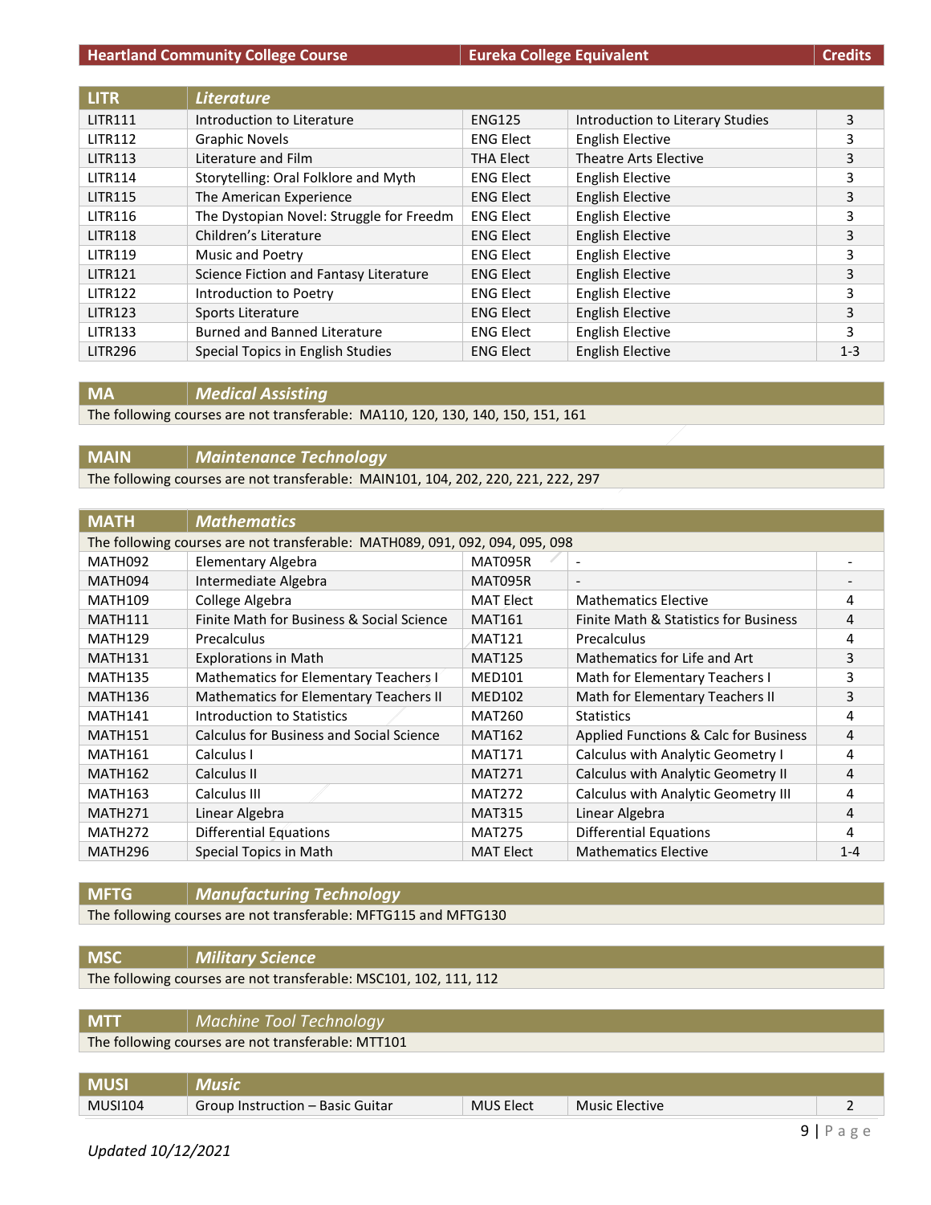| Heartland Community College Course | | Eureka College Equivalent | | Credits |
|---|---|---|---|---|
| **LITR** | ***Literature*** | | | |
| LITR111 | Introduction to Literature | ENG125 | Introduction to Literary Studies | 3 |
| LITR112 | Graphic Novels | ENG Elect | English Elective | 3 |
| LITR113 | Literature and Film | THA Elect | Theatre Arts Elective | 3 |
| LITR114 | Storytelling: Oral Folklore and Myth | ENG Elect | English Elective | 3 |
| LITR115 | The American Experience | ENG Elect | English Elective | 3 |
| LITR116 | The Dystopian Novel: Struggle for Freedm | ENG Elect | English Elective | 3 |
| LITR118 | Children's Literature | ENG Elect | English Elective | 3 |
| LITR119 | Music and Poetry | ENG Elect | English Elective | 3 |
| LITR121 | Science Fiction and Fantasy Literature | ENG Elect | English Elective | 3 |
| LITR122 | Introduction to Poetry | ENG Elect | English Elective | 3 |
| LITR123 | Sports Literature | ENG Elect | English Elective | 3 |
| LITR133 | Burned and Banned Literature | ENG Elect | English Elective | 3 |
| LITR296 | Special Topics in English Studies | ENG Elect | English Elective | 1-3 |

| **MA** | ***Medical Assisting*** |
|---|---|
| The following courses are not transferable: MA110, 120, 130, 140, 150, 151, 161 | |

| **MAIN** | ***Maintenance Technology*** |
|---|---|
| The following courses are not transferable: MAIN101, 104, 202, 220, 221, 222, 297 | |

| **MATH** | ***Mathematics*** | | | |
|---|---|---|---|---|
| The following courses are not transferable: MATH089, 091, 092, 094, 095, 098 | | | | |
| MATH092 | Elementary Algebra | MAT095R | - | - |
| MATH094 | Intermediate Algebra | MAT095R | - | - |
| MATH109 | College Algebra | MAT Elect | Mathematics Elective | 4 |
| MATH111 | Finite Math for Business & Social Science | MAT161 | Finite Math & Statistics for Business | 4 |
| MATH129 | Precalculus | MAT121 | Precalculus | 4 |
| MATH131 | Explorations in Math | MAT125 | Mathematics for Life and Art | 3 |
| MATH135 | Mathematics for Elementary Teachers I | MED101 | Math for Elementary Teachers I | 3 |
| MATH136 | Mathematics for Elementary Teachers II | MED102 | Math for Elementary Teachers II | 3 |
| MATH141 | Introduction to Statistics | MAT260 | Statistics | 4 |
| MATH151 | Calculus for Business and Social Science | MAT162 | Applied Functions & Calc for Business | 4 |
| MATH161 | Calculus I | MAT171 | Calculus with Analytic Geometry I | 4 |
| MATH162 | Calculus II | MAT271 | Calculus with Analytic Geometry II | 4 |
| MATH163 | Calculus III | MAT272 | Calculus with Analytic Geometry III | 4 |
| MATH271 | Linear Algebra | MAT315 | Linear Algebra | 4 |
| MATH272 | Differential Equations | MAT275 | Differential Equations | 4 |
| MATH296 | Special Topics in Math | MAT Elect | Mathematics Elective | 1-4 |

| **MFTG** | ***Manufacturing Technology*** |
|---|---|
| The following courses are not transferable: MFTG115 and MFTG130 | |

| **MSC** | ***Military Science*** |
|---|---|
| The following courses are not transferable: MSC101, 102, 111, 112 | |

| **MTT** | *Machine Tool Technology* |
|---|---|
| The following courses are not transferable: MTT101 | |

| **MUSI** | ***Music*** | | | |
|---|---|---|---|---|
| MUSI104 | Group Instruction – Basic Guitar | MUS Elect | Music Elective | 2 |

*Updated 10/12/2021*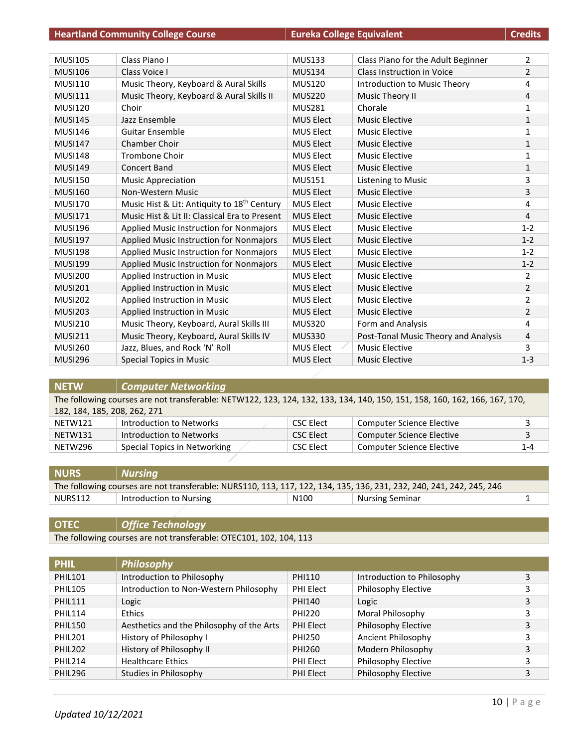| Heartland Community College Course | | Eureka College Equivalent | | Credits |
|---|---|---|---|---|
| MUSI105 | Class Piano I | MUS133 | Class Piano for the Adult Beginner | 2 |
| MUSI106 | Class Voice I | MUS134 | Class Instruction in Voice | 2 |
| MUSI110 | Music Theory, Keyboard & Aural Skills | MUS120 | Introduction to Music Theory | 4 |
| MUSI111 | Music Theory, Keyboard & Aural Skills II | MUS220 | Music Theory II | 4 |
| MUSI120 | Choir | MUS281 | Chorale | 1 |
| MUSI145 | Jazz Ensemble | MUS Elect | Music Elective | 1 |
| MUSI146 | Guitar Ensemble | MUS Elect | Music Elective | 1 |
| MUSI147 | Chamber Choir | MUS Elect | Music Elective | 1 |
| MUSI148 | Trombone Choir | MUS Elect | Music Elective | 1 |
| MUSI149 | Concert Band | MUS Elect | Music Elective | 1 |
| MUSI150 | Music Appreciation | MUS151 | Listening to Music | 3 |
| MUSI160 | Non-Western Music | MUS Elect | Music Elective | 3 |
| MUSI170 | Music Hist & Lit: Antiquity to 18th Century | MUS Elect | Music Elective | 4 |
| MUSI171 | Music Hist & Lit II: Classical Era to Present | MUS Elect | Music Elective | 4 |
| MUSI196 | Applied Music Instruction for Nonmajors | MUS Elect | Music Elective | 1-2 |
| MUSI197 | Applied Music Instruction for Nonmajors | MUS Elect | Music Elective | 1-2 |
| MUSI198 | Applied Music Instruction for Nonmajors | MUS Elect | Music Elective | 1-2 |
| MUSI199 | Applied Music Instruction for Nonmajors | MUS Elect | Music Elective | 1-2 |
| MUSI200 | Applied Instruction in Music | MUS Elect | Music Elective | 2 |
| MUSI201 | Applied Instruction in Music | MUS Elect | Music Elective | 2 |
| MUSI202 | Applied Instruction in Music | MUS Elect | Music Elective | 2 |
| MUSI203 | Applied Instruction in Music | MUS Elect | Music Elective | 2 |
| MUSI210 | Music Theory, Keyboard, Aural Skills III | MUS320 | Form and Analysis | 4 |
| MUSI211 | Music Theory, Keyboard, Aural Skills IV | MUS330 | Post-Tonal Music Theory and Analysis | 4 |
| MUSI260 | Jazz, Blues, and Rock 'N' Roll | MUS Elect | Music Elective | 3 |
| MUSI296 | Special Topics in Music | MUS Elect | Music Elective | 1-3 |

| NETW | *Computer Networking* | | | |
|---|---|---|---|---|
| The following courses are not transferable: NETW122, 123, 124, 132, 133, 134, 140, 150, 151, 158, 160, 162, 166, 167, 170, 182, 184, 185, 208, 262, 271 | | | | |
| NETW121 | Introduction to Networks | CSC Elect | Computer Science Elective | 3 |
| NETW131 | Introduction to Networks | CSC Elect | Computer Science Elective | 3 |
| NETW296 | Special Topics in Networking | CSC Elect | Computer Science Elective | 1-4 |

| NURS | *Nursing* | | | |
|---|---|---|---|---|
| The following courses are not transferable: NURS110, 113, 117, 122, 134, 135, 136, 231, 232, 240, 241, 242, 245, 246 | | | | |
| NURS112 | Introduction to Nursing | N100 | Nursing Seminar | 1 |

| OTEC | *Office Technology* |
|---|---|
| The following courses are not transferable: OTEC101, 102, 104, 113 | |

| PHIL | *Philosophy* | | | |
|---|---|---|---|---|
| PHIL101 | Introduction to Philosophy | PHI110 | Introduction to Philosophy | 3 |
| PHIL105 | Introduction to Non-Western Philosophy | PHI Elect | Philosophy Elective | 3 |
| PHIL111 | Logic | PHI140 | Logic | 3 |
| PHIL114 | Ethics | PHI220 | Moral Philosophy | 3 |
| PHIL150 | Aesthetics and the Philosophy of the Arts | PHI Elect | Philosophy Elective | 3 |
| PHIL201 | History of Philosophy I | PHI250 | Ancient Philosophy | 3 |
| PHIL202 | History of Philosophy II | PHI260 | Modern Philosophy | 3 |
| PHIL214 | Healthcare Ethics | PHI Elect | Philosophy Elective | 3 |
| PHIL296 | Studies in Philosophy | PHI Elect | Philosophy Elective | 3 |

*Updated 10/12/2021*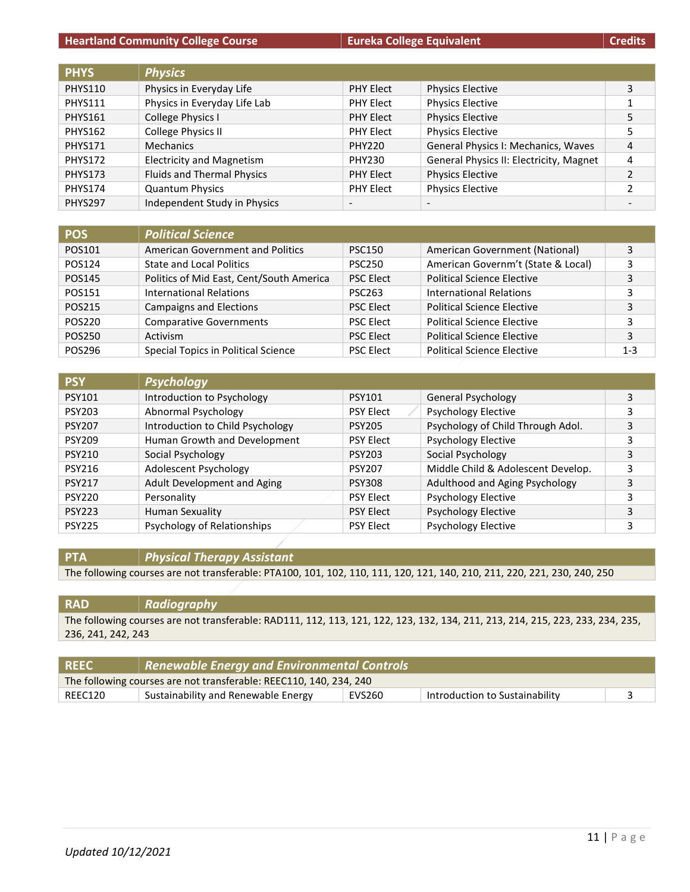| Heartland Community College Course | | Eureka College Equivalent | | Credits |
|---|---|---|---|---|
| **PHYS** | ***Physics*** | | | |
| PHYS110 | Physics in Everyday Life | PHY Elect | Physics Elective | 3 |
| PHYS111 | Physics in Everyday Life Lab | PHY Elect | Physics Elective | 1 |
| PHYS161 | College Physics I | PHY Elect | Physics Elective | 5 |
| PHYS162 | College Physics II | PHY Elect | Physics Elective | 5 |
| PHYS171 | Mechanics | PHY220 | General Physics I: Mechanics, Waves | 4 |
| PHYS172 | Electricity and Magnetism | PHY230 | General Physics II: Electricity, Magnet | 4 |
| PHYS173 | Fluids and Thermal Physics | PHY Elect | Physics Elective | 2 |
| PHYS174 | Quantum Physics | PHY Elect | Physics Elective | 2 |
| PHYS297 | Independent Study in Physics | - | - | - |
| **POS** | ***Political Science*** | | | |
| POS101 | American Government and Politics | PSC150 | American Government (National) | 3 |
| POS124 | State and Local Politics | PSC250 | American Governm't (State & Local) | 3 |
| POS145 | Politics of Mid East, Cent/South America | PSC Elect | Political Science Elective | 3 |
| POS151 | International Relations | PSC263 | International Relations | 3 |
| POS215 | Campaigns and Elections | PSC Elect | Political Science Elective | 3 |
| POS220 | Comparative Governments | PSC Elect | Political Science Elective | 3 |
| POS250 | Activism | PSC Elect | Political Science Elective | 3 |
| POS296 | Special Topics in Political Science | PSC Elect | Political Science Elective | 1-3 |
| **PSY** | ***Psychology*** | | | |
| PSY101 | Introduction to Psychology | PSY101 | General Psychology | 3 |
| PSY203 | Abnormal Psychology | PSY Elect | Psychology Elective | 3 |
| PSY207 | Introduction to Child Psychology | PSY205 | Psychology of Child Through Adol. | 3 |
| PSY209 | Human Growth and Development | PSY Elect | Psychology Elective | 3 |
| PSY210 | Social Psychology | PSY203 | Social Psychology | 3 |
| PSY216 | Adolescent Psychology | PSY207 | Middle Child & Adolescent Develop. | 3 |
| PSY217 | Adult Development and Aging | PSY308 | Adulthood and Aging Psychology | 3 |
| PSY220 | Personality | PSY Elect | Psychology Elective | 3 |
| PSY223 | Human Sexuality | PSY Elect | Psychology Elective | 3 |
| PSY225 | Psychology of Relationships | PSY Elect | Psychology Elective | 3 |
| **PTA** | ***Physical Therapy Assistant*** | | | |
| The following courses are not transferable: PTA100, 101, 102, 110, 111, 120, 121, 140, 210, 211, 220, 221, 230, 240, 250 | | | | |
| **RAD** | ***Radiography*** | | | |
| The following courses are not transferable: RAD111, 112, 113, 121, 122, 123, 132, 134, 211, 213, 214, 215, 223, 233, 234, 235, 236, 241, 242, 243 | | | | |
| **REEC** | ***Renewable Energy and Environmental Controls*** | | | |
| The following courses are not transferable: REEC110, 140, 234, 240 | | | | |
| REEC120 | Sustainability and Renewable Energy | EVS260 | Introduction to Sustainability | 3 |

*Updated 10/12/2021*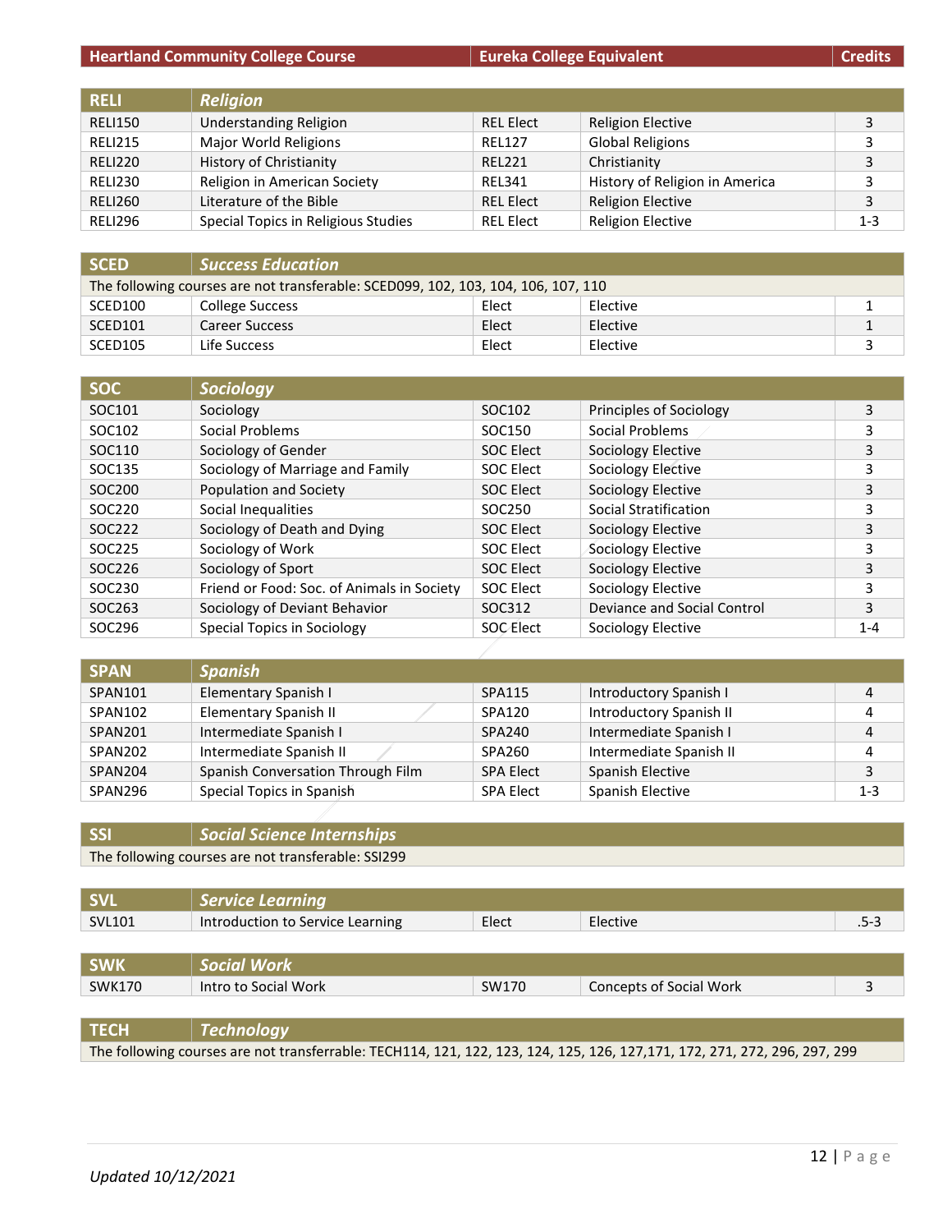| Heartland Community College Course | | Eureka College Equivalent | | Credits |
|---|---|---|---|---|
| **RELI** | ***Religion*** | | | |
| RELI150 | Understanding Religion | REL Elect | Religion Elective | 3 |
| RELI215 | Major World Religions | REL127 | Global Religions | 3 |
| RELI220 | History of Christianity | REL221 | Christianity | 3 |
| RELI230 | Religion in American Society | REL341 | History of Religion in America | 3 |
| RELI260 | Literature of the Bible | REL Elect | Religion Elective | 3 |
| RELI296 | Special Topics in Religious Studies | REL Elect | Religion Elective | 1-3 |

| **SCED** | ***Success Education*** | | | |
|---|---|---|---|---|
| The following courses are not transferable: SCED099, 102, 103, 104, 106, 107, 110 | | | | |
| SCED100 | College Success | Elect | Elective | 1 |
| SCED101 | Career Success | Elect | Elective | 1 |
| SCED105 | Life Success | Elect | Elective | 3 |

| **SOC** | ***Sociology*** | | | |
|---|---|---|---|---|
| SOC101 | Sociology | SOC102 | Principles of Sociology | 3 |
| SOC102 | Social Problems | SOC150 | Social Problems | 3 |
| SOC110 | Sociology of Gender | SOC Elect | Sociology Elective | 3 |
| SOC135 | Sociology of Marriage and Family | SOC Elect | Sociology Elective | 3 |
| SOC200 | Population and Society | SOC Elect | Sociology Elective | 3 |
| SOC220 | Social Inequalities | SOC250 | Social Stratification | 3 |
| SOC222 | Sociology of Death and Dying | SOC Elect | Sociology Elective | 3 |
| SOC225 | Sociology of Work | SOC Elect | Sociology Elective | 3 |
| SOC226 | Sociology of Sport | SOC Elect | Sociology Elective | 3 |
| SOC230 | Friend or Food: Soc. of Animals in Society | SOC Elect | Sociology Elective | 3 |
| SOC263 | Sociology of Deviant Behavior | SOC312 | Deviance and Social Control | 3 |
| SOC296 | Special Topics in Sociology | SOC Elect | Sociology Elective | 1-4 |

| **SPAN** | ***Spanish*** | | | |
|---|---|---|---|---|
| SPAN101 | Elementary Spanish I | SPA115 | Introductory Spanish I | 4 |
| SPAN102 | Elementary Spanish II | SPA120 | Introductory Spanish II | 4 |
| SPAN201 | Intermediate Spanish I | SPA240 | Intermediate Spanish I | 4 |
| SPAN202 | Intermediate Spanish II | SPA260 | Intermediate Spanish II | 4 |
| SPAN204 | Spanish Conversation Through Film | SPA Elect | Spanish Elective | 3 |
| SPAN296 | Special Topics in Spanish | SPA Elect | Spanish Elective | 1-3 |

| **SSI** | ***Social Science Internships*** | | | |
|---|---|---|---|---|
| The following courses are not transferable: SSI299 | | | | |

| **SVL** | ***Service Learning*** | | | |
|---|---|---|---|---|
| SVL101 | Introduction to Service Learning | Elect | Elective | .5-3 |

| **SWK** | ***Social Work*** | | | |
|---|---|---|---|---|
| SWK170 | Intro to Social Work | SW170 | Concepts of Social Work | 3 |

| **TECH** | ***Technology*** | | | |
|---|---|---|---|---|
| The following courses are not transferrable: TECH114, 121, 122, 123, 124, 125, 126, 127,171, 172, 271, 272, 296, 297, 299 | | | | |

*Updated 10/12/2021*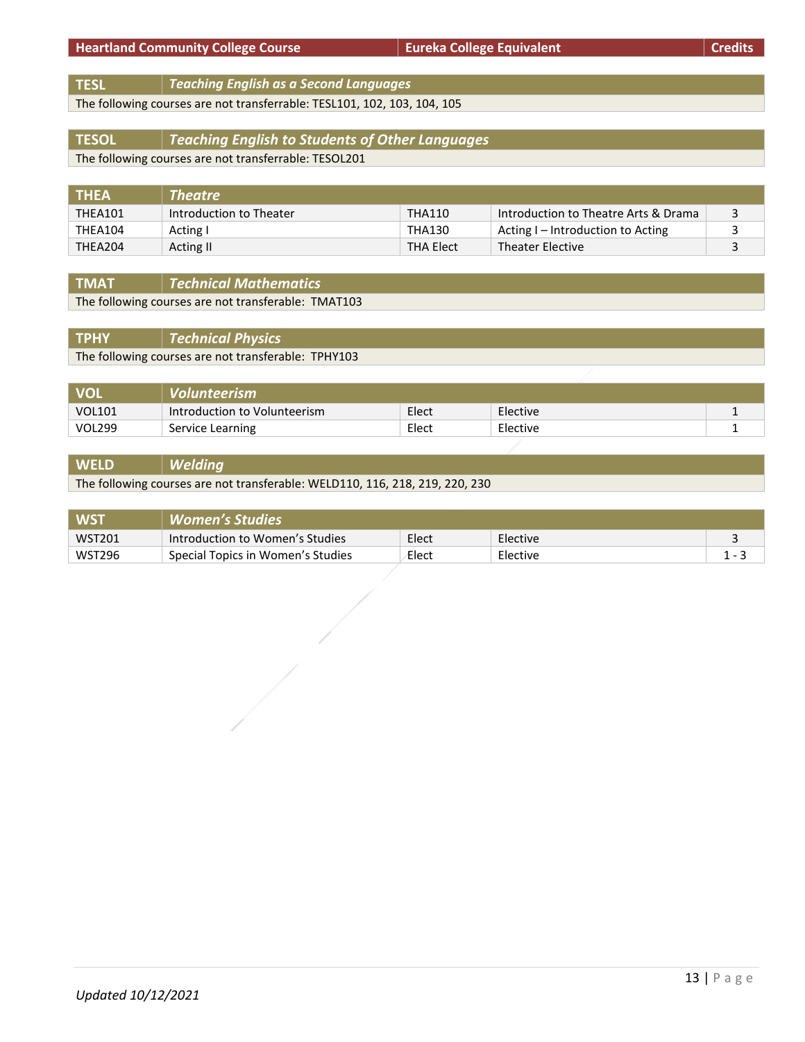| Heartland Community College Course | | Eureka College Equivalent | | Credits |
|---|---|---|---|---|
| **TESL** | ***Teaching English as a Second Languages*** | | | |
| The following courses are not transferrable: TESL101, 102, 103, 104, 105 | | | | |
| **TESOL** | ***Teaching English to Students of Other Languages*** | | | |
| The following courses are not transferrable: TESOL201 | | | | |
| **THEA** | ***Theatre*** | | | |
| THEA101 | Introduction to Theater | THA110 | Introduction to Theatre Arts & Drama | 3 |
| THEA104 | Acting I | THA130 | Acting I – Introduction to Acting | 3 |
| THEA204 | Acting II | THA Elect | Theater Elective | 3 |
| **TMAT** | ***Technical Mathematics*** | | | |
| The following courses are not transferable: TMAT103 | | | | |
| **TPHY** | ***Technical Physics*** | | | |
| The following courses are not transferable: TPHY103 | | | | |
| **VOL** | ***Volunteerism*** | | | |
| VOL101 | Introduction to Volunteerism | Elect | Elective | 1 |
| VOL299 | Service Learning | Elect | Elective | 1 |
| **WELD** | ***Welding*** | | | |
| The following courses are not transferable: WELD110, 116, 218, 219, 220, 230 | | | | |
| **WST** | ***Women's Studies*** | | | |
| WST201 | Introduction to Women's Studies | Elect | Elective | 3 |
| WST296 | Special Topics in Women's Studies | Elect | Elective | 1 - 3 |

*Updated 10/12/2021*